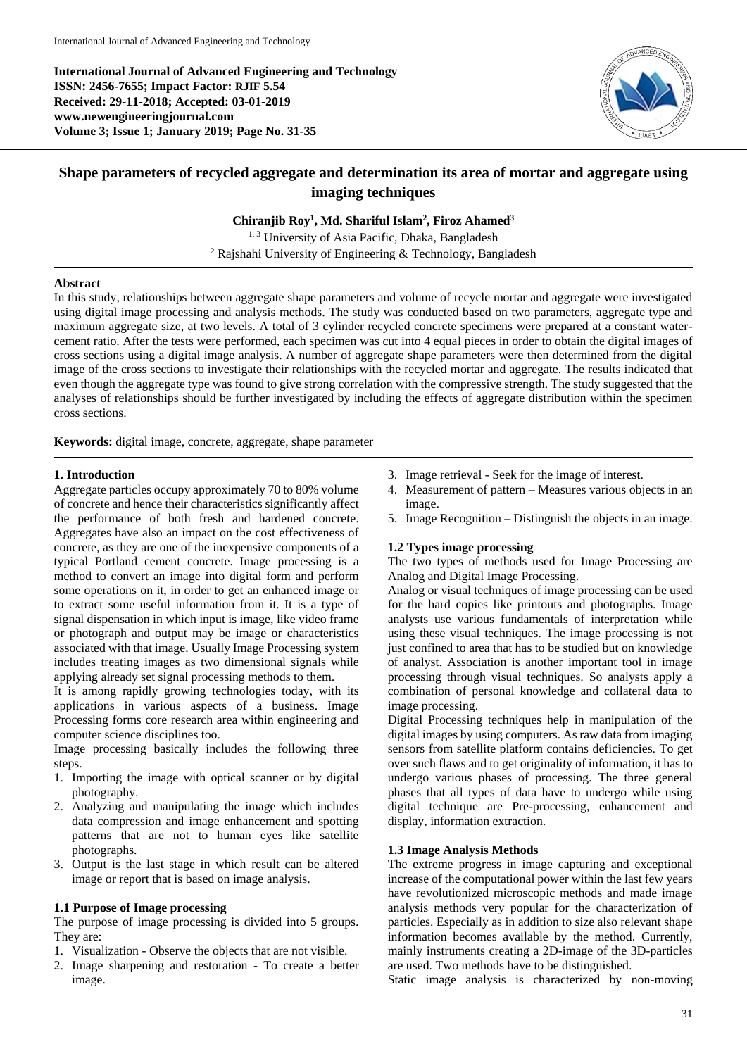**International Journal of Advanced Engineering and Technology**
**ISSN: 2456-7655; Impact Factor: RJIF 5.54**
**Received: 29-11-2018; Accepted: 03-01-2019**
**www.newengineeringjournal.com**
**Volume 3; Issue 1; January 2019; Page No. 31-35**

# Shape parameters of recycled aggregate and determination its area of mortar and aggregate using imaging techniques

**Chiranjib Roy[1], Md. Shariful Islam[2], Firoz Ahamed[3]**

[1, 3] University of Asia Pacific, Dhaka, Bangladesh
[2] Rajshahi University of Engineering & Technology, Bangladesh

**Abstract**

In this study, relationships between aggregate shape parameters and volume of recycle mortar and aggregate were investigated using digital image processing and analysis methods. The study was conducted based on two parameters, aggregate type and maximum aggregate size, at two levels. A total of 3 cylinder recycled concrete specimens were prepared at a constant water-cement ratio. After the tests were performed, each specimen was cut into 4 equal pieces in order to obtain the digital images of cross sections using a digital image analysis. A number of aggregate shape parameters were then determined from the digital image of the cross sections to investigate their relationships with the recycled mortar and aggregate. The results indicated that even though the aggregate type was found to give strong correlation with the compressive strength. The study suggested that the analyses of relationships should be further investigated by including the effects of aggregate distribution within the specimen cross sections.

**Keywords:** digital image, concrete, aggregate, shape parameter

## 1. Introduction

Aggregate particles occupy approximately 70 to 80% volume of concrete and hence their characteristics significantly affect the performance of both fresh and hardened concrete. Aggregates have also an impact on the cost effectiveness of concrete, as they are one of the inexpensive components of a typical Portland cement concrete. Image processing is a method to convert an image into digital form and perform some operations on it, in order to get an enhanced image or to extract some useful information from it. It is a type of signal dispensation in which input is image, like video frame or photograph and output may be image or characteristics associated with that image. Usually Image Processing system includes treating images as two dimensional signals while applying already set signal processing methods to them.

It is among rapidly growing technologies today, with its applications in various aspects of a business. Image Processing forms core research area within engineering and computer science disciplines too.

Image processing basically includes the following three steps.

1. Importing the image with optical scanner or by digital photography.
2. Analyzing and manipulating the image which includes data compression and image enhancement and spotting patterns that are not to human eyes like satellite photographs.
3. Output is the last stage in which result can be altered image or report that is based on image analysis.

### 1.1 Purpose of Image processing

The purpose of image processing is divided into 5 groups. They are:

1. Visualization - Observe the objects that are not visible.
2. Image sharpening and restoration - To create a better image.
3. Image retrieval - Seek for the image of interest.
4. Measurement of pattern – Measures various objects in an image.
5. Image Recognition – Distinguish the objects in an image.

### 1.2 Types image processing

The two types of methods used for Image Processing are Analog and Digital Image Processing.

Analog or visual techniques of image processing can be used for the hard copies like printouts and photographs. Image analysts use various fundamentals of interpretation while using these visual techniques. The image processing is not just confined to area that has to be studied but on knowledge of analyst. Association is another important tool in image processing through visual techniques. So analysts apply a combination of personal knowledge and collateral data to image processing.

Digital Processing techniques help in manipulation of the digital images by using computers. As raw data from imaging sensors from satellite platform contains deficiencies. To get over such flaws and to get originality of information, it has to undergo various phases of processing. The three general phases that all types of data have to undergo while using digital technique are Pre-processing, enhancement and display, information extraction.

### 1.3 Image Analysis Methods

The extreme progress in image capturing and exceptional increase of the computational power within the last few years have revolutionized microscopic methods and made image analysis methods very popular for the characterization of particles. Especially as in addition to size also relevant shape information becomes available by the method. Currently, mainly instruments creating a 2D-image of the 3D-particles are used. Two methods have to be distinguished.

Static image analysis is characterized by non-moving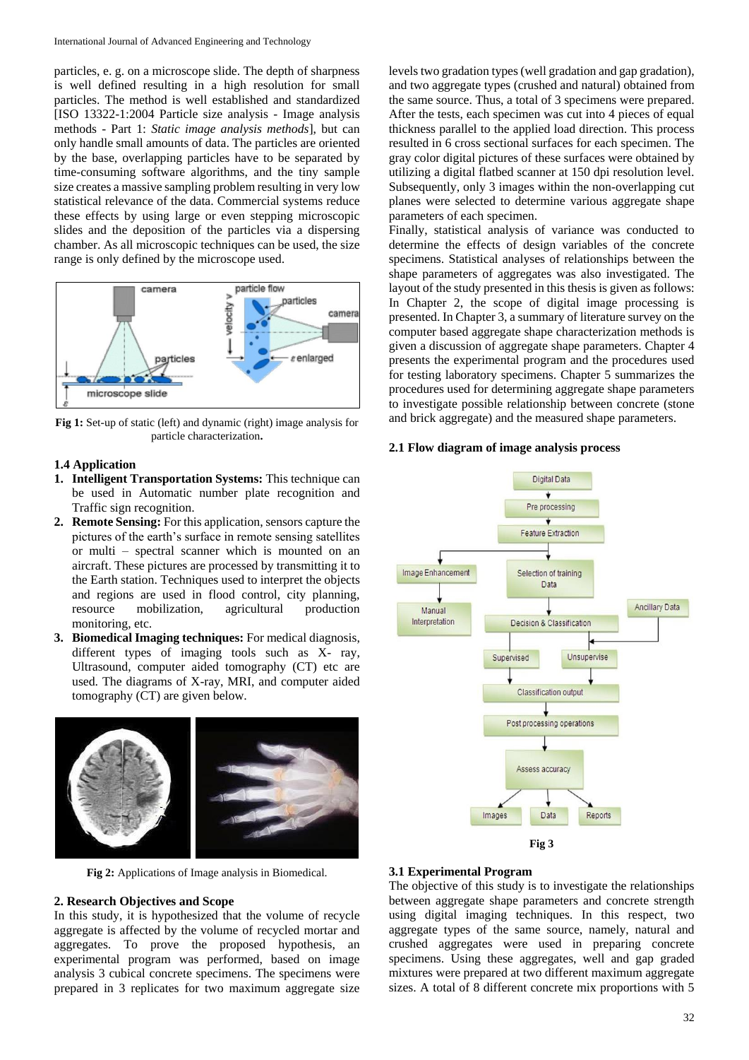particles, e. g. on a microscope slide. The depth of sharpness is well defined resulting in a high resolution for small particles. The method is well established and standardized [ISO 13322-1:2004 Particle size analysis - Image analysis methods - Part 1: *Static image analysis methods*], but can only handle small amounts of data. The particles are oriented by the base, overlapping particles have to be separated by time-consuming software algorithms, and the tiny sample size creates a massive sampling problem resulting in very low statistical relevance of the data. Commercial systems reduce these effects by using large or even stepping microscopic slides and the deposition of the particles via a dispersing chamber. As all microscopic techniques can be used, the size range is only defined by the microscope used.

**Fig 1:** Set-up of static (left) and dynamic (right) image analysis for particle characterization**.**

### 1.4 Application

1. **Intelligent Transportation Systems:** This technique can be used in Automatic number plate recognition and Traffic sign recognition.
2. **Remote Sensing:** For this application, sensors capture the pictures of the earth's surface in remote sensing satellites or multi – spectral scanner which is mounted on an aircraft. These pictures are processed by transmitting it to the Earth station. Techniques used to interpret the objects and regions are used in flood control, city planning, resource mobilization, agricultural production monitoring, etc.
3. **Biomedical Imaging techniques:** For medical diagnosis, different types of imaging tools such as X- ray, Ultrasound, computer aided tomography (CT) etc are used. The diagrams of X-ray, MRI, and computer aided tomography (CT) are given below.

**Fig 2:** Applications of Image analysis in Biomedical.

### 2. Research Objectives and Scope

In this study, it is hypothesized that the volume of recycle aggregate is affected by the volume of recycled mortar and aggregates. To prove the proposed hypothesis, an experimental program was performed, based on image analysis 3 cubical concrete specimens. The specimens were prepared in 3 replicates for two maximum aggregate size levels two gradation types (well gradation and gap gradation), and two aggregate types (crushed and natural) obtained from the same source. Thus, a total of 3 specimens were prepared. After the tests, each specimen was cut into 4 pieces of equal thickness parallel to the applied load direction. This process resulted in 6 cross sectional surfaces for each specimen. The gray color digital pictures of these surfaces were obtained by utilizing a digital flatbed scanner at 150 dpi resolution level. Subsequently, only 3 images within the non-overlapping cut planes were selected to determine various aggregate shape parameters of each specimen.

Finally, statistical analysis of variance was conducted to determine the effects of design variables of the concrete specimens. Statistical analyses of relationships between the shape parameters of aggregates was also investigated. The layout of the study presented in this thesis is given as follows: In Chapter 2, the scope of digital image processing is presented. In Chapter 3, a summary of literature survey on the computer based aggregate shape characterization methods is given a discussion of aggregate shape parameters. Chapter 4 presents the experimental program and the procedures used for testing laboratory specimens. Chapter 5 summarizes the procedures used for determining aggregate shape parameters to investigate possible relationship between concrete (stone and brick aggregate) and the measured shape parameters.

### 2.1 Flow diagram of image analysis process

**Fig 3**

### 3.1 Experimental Program

The objective of this study is to investigate the relationships between aggregate shape parameters and concrete strength using digital imaging techniques. In this respect, two aggregate types of the same source, namely, natural and crushed aggregates were used in preparing concrete specimens. Using these aggregates, well and gap graded mixtures were prepared at two different maximum aggregate sizes. A total of 8 different concrete mix proportions with 5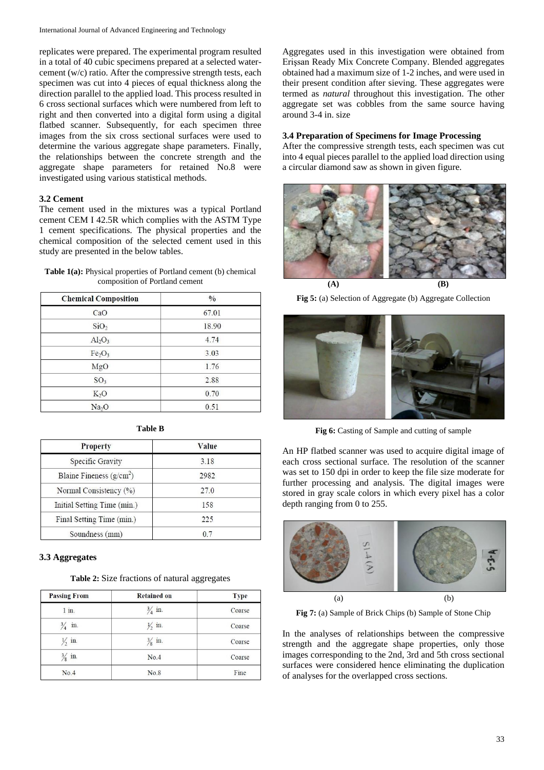replicates were prepared. The experimental program resulted in a total of 40 cubic specimens prepared at a selected water-cement (w/c) ratio. After the compressive strength tests, each specimen was cut into 4 pieces of equal thickness along the direction parallel to the applied load. This process resulted in 6 cross sectional surfaces which were numbered from left to right and then converted into a digital form using a digital flatbed scanner. Subsequently, for each specimen three images from the six cross sectional surfaces were used to determine the various aggregate shape parameters. Finally, the relationships between the concrete strength and the aggregate shape parameters for retained No.8 were investigated using various statistical methods.

### 3.2 Cement

The cement used in the mixtures was a typical Portland cement CEM I 42.5R which complies with the ASTM Type 1 cement specifications. The physical properties and the chemical composition of the selected cement used in this study are presented in the below tables.

**Table 1(a):** Physical properties of Portland cement (b) chemical composition of Portland cement

| Chemical Composition | % |
|---|---|
| CaO | 67.01 |
| $SiO_2$ | 18.90 |
| $Al_2O_3$ | 4.74 |
| $Fe_2O_3$ | 3.03 |
| MgO | 1.76 |
| $SO_3$ | 2.88 |
| $K_2O$ | 0.70 |
| $Na_2O$ | 0.51 |

**Table B**

| Property | Value |
|---|---|
| Specific Gravity | 3.18 |
| Blaine Fineness ($g/cm^2$) | 2982 |
| Normal Consistency (%) | 27.0 |
| Initial Setting Time (min.) | 158 |
| Final Setting Time (min.) | 225 |
| Soundness (mm) | 0.7 |

### 3.3 Aggregates

**Table 2:** Size fractions of natural aggregates

| Passing From | Retained on | Type |
|---|---|---|
| 1 in. | ¾ in. | Coarse |
| ¾ in. | ½ in. | Coarse |
| ½ in. | ⅜ in. | Coarse |
| ⅜ in. | No.4 | Coarse |
| No.4 | No.8 | Fine |

Aggregates used in this investigation were obtained from Erişsan Ready Mix Concrete Company. Blended aggregates obtained had a maximum size of 1-2 inches, and were used in their present condition after sieving. These aggregates were termed as *natural* throughout this investigation. The other aggregate set was cobbles from the same source having around 3-4 in. size

### 3.4 Preparation of Specimens for Image Processing

After the compressive strength tests, each specimen was cut into 4 equal pieces parallel to the applied load direction using a circular diamond saw as shown in given figure.

(A) (B)

**Fig 5:** (a) Selection of Aggregate (b) Aggregate Collection

**Fig 6:** Casting of Sample and cutting of sample

An HP flatbed scanner was used to acquire digital image of each cross sectional surface. The resolution of the scanner was set to 150 dpi in order to keep the file size moderate for further processing and analysis. The digital images were stored in gray scale colors in which every pixel has a color depth ranging from 0 to 255.

(a) (b)

**Fig 7:** (a) Sample of Brick Chips (b) Sample of Stone Chip

In the analyses of relationships between the compressive strength and the aggregate shape properties, only those images corresponding to the 2nd, 3rd and 5th cross sectional surfaces were considered hence eliminating the duplication of analyses for the overlapped cross sections.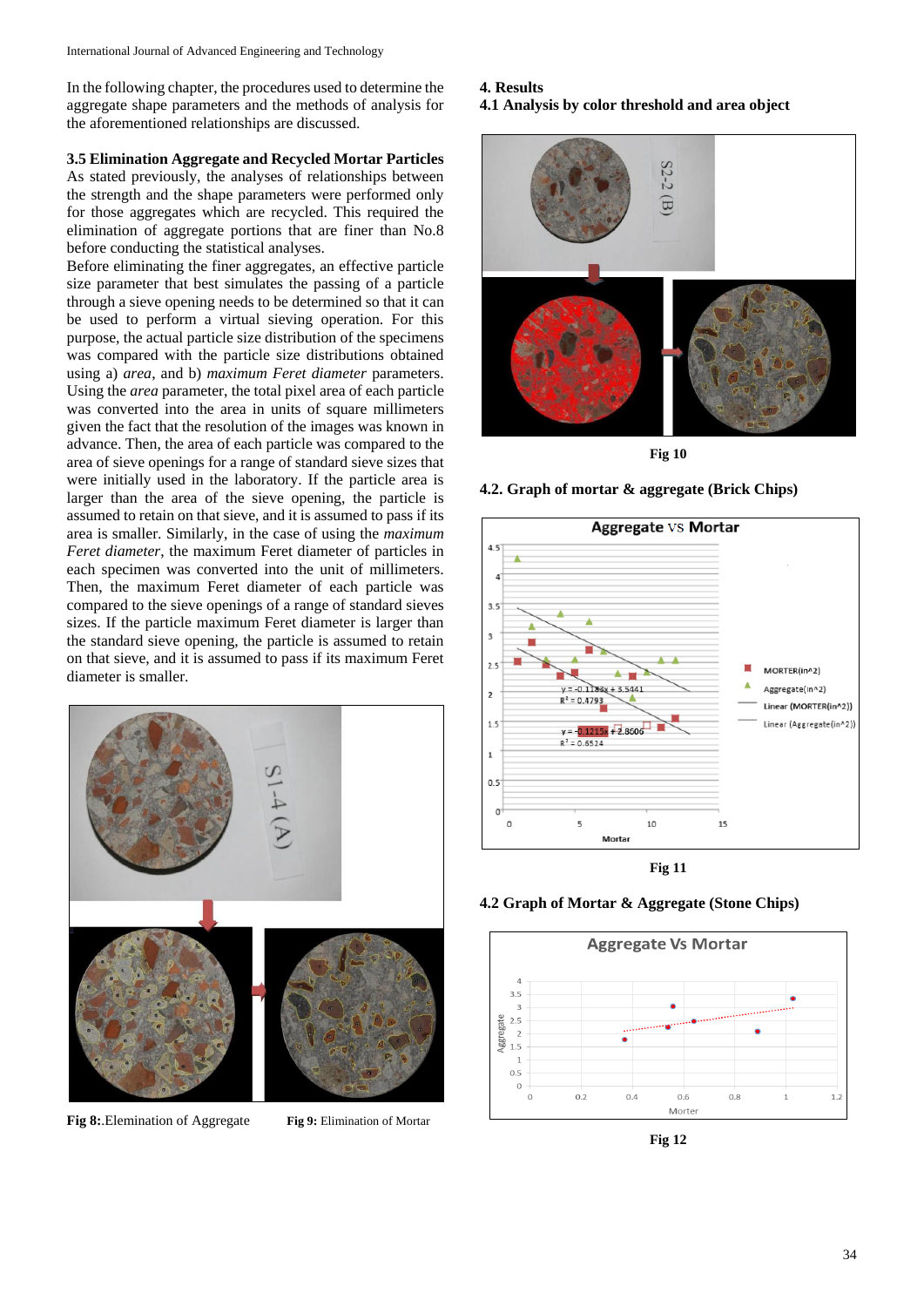In the following chapter, the procedures used to determine the aggregate shape parameters and the methods of analysis for the aforementioned relationships are discussed.

### 3.5 Elimination Aggregate and Recycled Mortar Particles

As stated previously, the analyses of relationships between the strength and the shape parameters were performed only for those aggregates which are recycled. This required the elimination of aggregate portions that are finer than No.8 before conducting the statistical analyses.

Before eliminating the finer aggregates, an effective particle size parameter that best simulates the passing of a particle through a sieve opening needs to be determined so that it can be used to perform a virtual sieving operation. For this purpose, the actual particle size distribution of the specimens was compared with the particle size distributions obtained using a) *area*, and b) *maximum Feret diameter* parameters. Using the *area* parameter, the total pixel area of each particle was converted into the area in units of square millimeters given the fact that the resolution of the images was known in advance. Then, the area of each particle was compared to the area of sieve openings for a range of standard sieve sizes that were initially used in the laboratory. If the particle area is larger than the area of the sieve opening, the particle is assumed to retain on that sieve, and it is assumed to pass if its area is smaller. Similarly, in the case of using the *maximum Feret diameter*, the maximum Feret diameter of particles in each specimen was converted into the unit of millimeters. Then, the maximum Feret diameter of each particle was compared to the sieve openings of a range of standard sieves sizes. If the particle maximum Feret diameter is larger than the standard sieve opening, the particle is assumed to retain on that sieve, and it is assumed to pass if its maximum Feret diameter is smaller.

S1-4 (A)

**Fig 8:**.Elemination of Aggregate

**Fig 9:** Elimination of Mortar

## 4. Results

### 4.1 Analysis by color threshold and area object

S2-2 (B)

**Fig 10**

### 4.2. Graph of mortar & aggregate (Brick Chips)

Aggregate VS Mortar

4.5
4
3.5
3
2.5
2
1.5
1
0.5
0

0 5 10 15

Mortar

y = -0.1183x + 3.5441
$R^2$ = 0.4793

y = -0.1215x + 2.8606
$R^2$ = 0.6524

MORTER(in^2)
Aggregate(in^2)
Linear (MORTER(in^2))
Linear (Aggregate(in^2))

**Fig 11**

### 4.2 Graph of Mortar & Aggregate (Stone Chips)

Aggregate Vs Mortar

4
3.5
3
2.5
2
1.5
1
0.5
0

Aggregate

0 0.2 0.4 0.6 0.8 1 1.2

Morter

**Fig 12**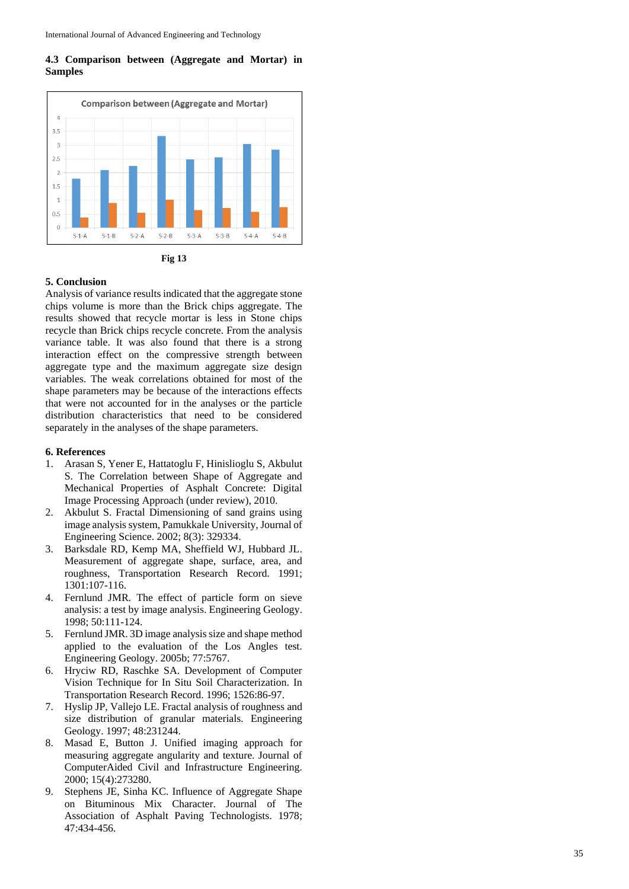### 4.3 Comparison between (Aggregate and Mortar) in Samples

Comparison between (Aggregate and Mortar)

4
3.5
3
2.5
2
1.5
1
0.5
0

S-1-A S-1-B S-2-A S-2-B S-3-A S-3-B S-4-A S-4-B

**Fig 13**

## 5. Conclusion

Analysis of variance results indicated that the aggregate stone chips volume is more than the Brick chips aggregate. The results showed that recycle mortar is less in Stone chips recycle than Brick chips recycle concrete. From the analysis variance table. It was also found that there is a strong interaction effect on the compressive strength between aggregate type and the maximum aggregate size design variables. The weak correlations obtained for most of the shape parameters may be because of the interactions effects that were not accounted for in the analyses or the particle distribution characteristics that need to be considered separately in the analyses of the shape parameters.

## 6. References

1. Arasan S, Yener E, Hattatoglu F, Hinislioglu S, Akbulut S. The Correlation between Shape of Aggregate and Mechanical Properties of Asphalt Concrete: Digital Image Processing Approach (under review), 2010.
2. Akbulut S. Fractal Dimensioning of sand grains using image analysis system, Pamukkale University, Journal of Engineering Science. 2002; 8(3): 329334.
3. Barksdale RD, Kemp MA, Sheffield WJ, Hubbard JL. Measurement of aggregate shape, surface, area, and roughness, Transportation Research Record. 1991; 1301:107-116.
4. Fernlund JMR. The effect of particle form on sieve analysis: a test by image analysis. Engineering Geology. 1998; 50:111-124.
5. Fernlund JMR. 3D image analysis size and shape method applied to the evaluation of the Los Angles test. Engineering Geology. 2005b; 77:5767.
6. Hryciw RD, Raschke SA. Development of Computer Vision Technique for In Situ Soil Characterization. In Transportation Research Record. 1996; 1526:86-97.
7. Hyslip JP, Vallejo LE. Fractal analysis of roughness and size distribution of granular materials. Engineering Geology. 1997; 48:231244.
8. Masad E, Button J. Unified imaging approach for measuring aggregate angularity and texture. Journal of ComputerAided Civil and Infrastructure Engineering. 2000; 15(4):273280.
9. Stephens JE, Sinha KC. Influence of Aggregate Shape on Bituminous Mix Character. Journal of The Association of Asphalt Paving Technologists. 1978; 47:434-456.